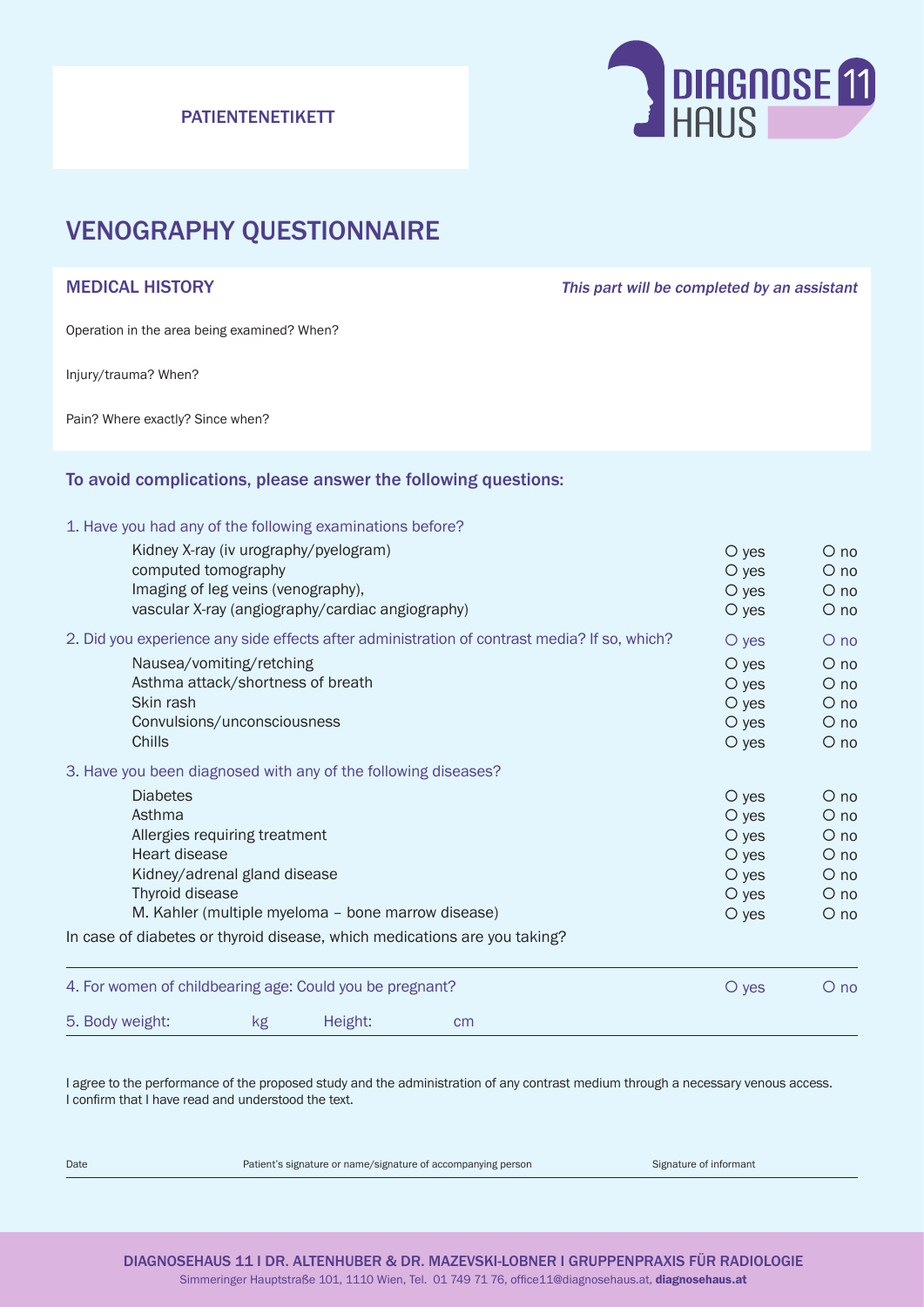PATIENTENETIKETT

DIAGNOSE 11 HAUS

# VENOGRAPHY QUESTIONNAIRE

## MEDICAL HISTORY

*This part will be completed by an assistant*

Operation in the area being examined? When?

Injury/trauma? When?

Pain? Where exactly? Since when?

## To avoid complications, please answer the following questions:

1. Have you had any of the following examinations before?

| | | |
|---|---|---|
| Kidney X-ray (iv urography/pyelogram) | O yes | O no |
| computed tomography | O yes | O no |
| Imaging of leg veins (venography), | O yes | O no |
| vascular X-ray (angiography/cardiac angiography) | O yes | O no |

2. Did you experience any side effects after administration of contrast media? If so, which? O yes O no

| | | |
|---|---|---|
| Nausea/vomiting/retching | O yes | O no |
| Asthma attack/shortness of breath | O yes | O no |
| Skin rash | O yes | O no |
| Convulsions/unconsciousness | O yes | O no |
| Chills | O yes | O no |

3. Have you been diagnosed with any of the following diseases?

| | | |
|---|---|---|
| Diabetes | O yes | O no |
| Asthma | O yes | O no |
| Allergies requiring treatment | O yes | O no |
| Heart disease | O yes | O no |
| Kidney/adrenal gland disease | O yes | O no |
| Thyroid disease | O yes | O no |
| M. Kahler (multiple myeloma – bone marrow disease) | O yes | O no |

In case of diabetes or thyroid disease, which medications are you taking?

4. For women of childbearing age: Could you be pregnant? O yes O no

5. Body weight: kg Height: cm

I agree to the performance of the proposed study and the administration of any contrast medium through a necessary venous access.
I confirm that I have read and understood the text.

Date | Patient's signature or name/signature of accompanying person | Signature of informant

DIAGNOSEHAUS 11 I DR. ALTENHUBER & DR. MAZEVSKI-LOBNER I GRUPPENPRAXIS FÜR RADIOLOGIE
Simmeringer Hauptstraße 101, 1110 Wien, Tel. 01 749 71 76, office11@diagnosehaus.at, **diagnosehaus.at**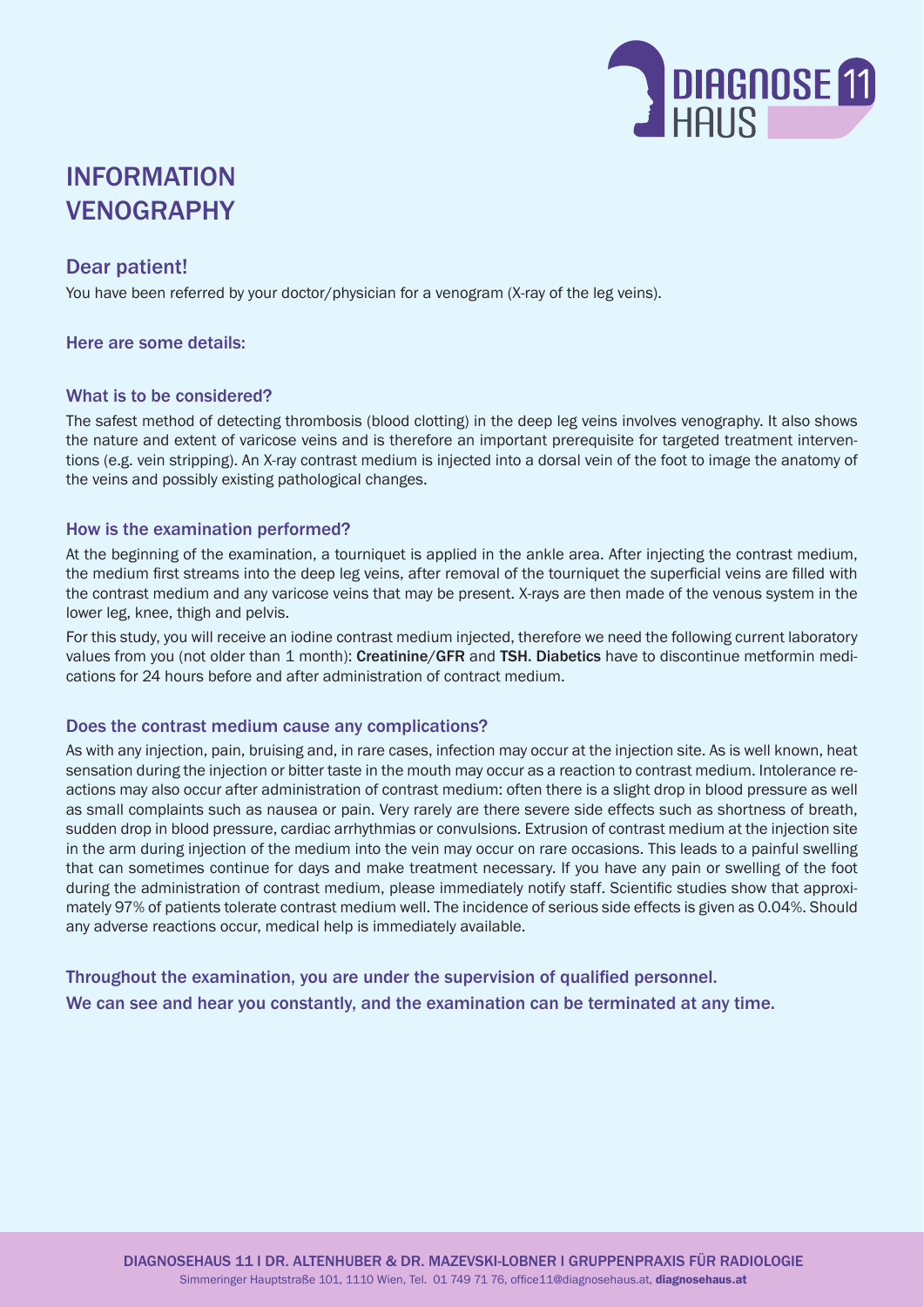# INFORMATION VENOGRAPHY

## Dear patient!

You have been referred by your doctor/physician for a venogram (X-ray of the leg veins).

### Here are some details:

### What is to be considered?

The safest method of detecting thrombosis (blood clotting) in the deep leg veins involves venography. It also shows the nature and extent of varicose veins and is therefore an important prerequisite for targeted treatment interventions (e.g. vein stripping). An X-ray contrast medium is injected into a dorsal vein of the foot to image the anatomy of the veins and possibly existing pathological changes.

### How is the examination performed?

At the beginning of the examination, a tourniquet is applied in the ankle area. After injecting the contrast medium, the medium first streams into the deep leg veins, after removal of the tourniquet the superficial veins are filled with the contrast medium and any varicose veins that may be present. X-rays are then made of the venous system in the lower leg, knee, thigh and pelvis.

For this study, you will receive an iodine contrast medium injected, therefore we need the following current laboratory values from you (not older than 1 month): **Creatinine**/**GFR** and **TSH. Diabetics** have to discontinue metformin medications for 24 hours before and after administration of contract medium.

### Does the contrast medium cause any complications?

As with any injection, pain, bruising and, in rare cases, infection may occur at the injection site. As is well known, heat sensation during the injection or bitter taste in the mouth may occur as a reaction to contrast medium. Intolerance reactions may also occur after administration of contrast medium: often there is a slight drop in blood pressure as well as small complaints such as nausea or pain. Very rarely are there severe side effects such as shortness of breath, sudden drop in blood pressure, cardiac arrhythmias or convulsions. Extrusion of contrast medium at the injection site in the arm during injection of the medium into the vein may occur on rare occasions. This leads to a painful swelling that can sometimes continue for days and make treatment necessary. If you have any pain or swelling of the foot during the administration of contrast medium, please immediately notify staff. Scientific studies show that approximately 97% of patients tolerate contrast medium well. The incidence of serious side effects is given as 0.04%. Should any adverse reactions occur, medical help is immediately available.

**Throughout the examination, you are under the supervision of qualified personnel.**
**We can see and hear you constantly, and the examination can be terminated at any time.**

DIAGNOSEHAUS 11 I DR. ALTENHUBER & DR. MAZEVSKI-LOBNER I GRUPPENPRAXIS FÜR RADIOLOGIE
Simmeringer Hauptstraße 101, 1110 Wien, Tel. 01 749 71 76, office11@diagnosehaus.at, **diagnosehaus.at**